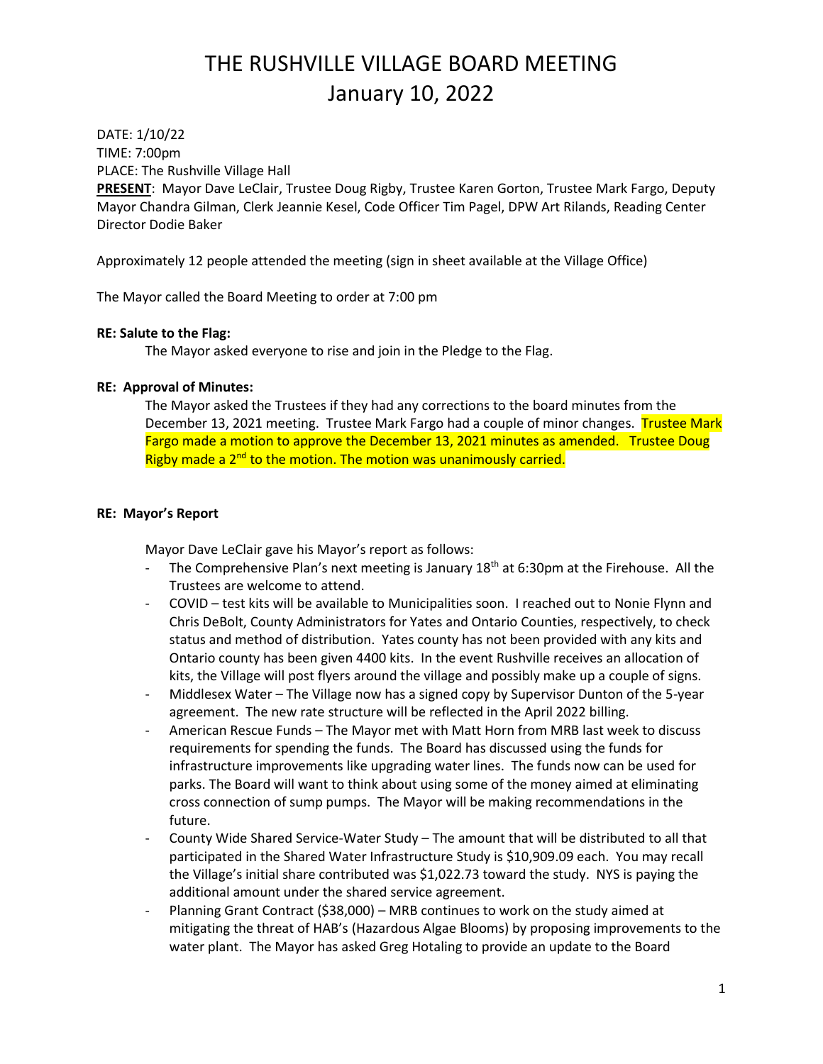# THE RUSHVILLE VILLAGE BOARD MEETING
# January 10, 2022

DATE: 1/10/22
TIME: 7:00pm
PLACE: The Rushville Village Hall
**PRESENT**: Mayor Dave LeClair, Trustee Doug Rigby, Trustee Karen Gorton, Trustee Mark Fargo, Deputy Mayor Chandra Gilman, Clerk Jeannie Kesel, Code Officer Tim Pagel, DPW Art Rilands, Reading Center Director Dodie Baker

Approximately 12 people attended the meeting (sign in sheet available at the Village Office)

The Mayor called the Board Meeting to order at 7:00 pm

**RE: Salute to the Flag:**

The Mayor asked everyone to rise and join in the Pledge to the Flag.

**RE: Approval of Minutes:**

The Mayor asked the Trustees if they had any corrections to the board minutes from the December 13, 2021 meeting. Trustee Mark Fargo had a couple of minor changes. Trustee Mark Fargo made a motion to approve the December 13, 2021 minutes as amended. Trustee Doug Rigby made a 2nd to the motion. The motion was unanimously carried.

**RE: Mayor's Report**

Mayor Dave LeClair gave his Mayor's report as follows:

- The Comprehensive Plan's next meeting is January 18th at 6:30pm at the Firehouse. All the Trustees are welcome to attend.
- COVID – test kits will be available to Municipalities soon. I reached out to Nonie Flynn and Chris DeBolt, County Administrators for Yates and Ontario Counties, respectively, to check status and method of distribution. Yates county has not been provided with any kits and Ontario county has been given 4400 kits. In the event Rushville receives an allocation of kits, the Village will post flyers around the village and possibly make up a couple of signs.
- Middlesex Water – The Village now has a signed copy by Supervisor Dunton of the 5-year agreement. The new rate structure will be reflected in the April 2022 billing.
- American Rescue Funds – The Mayor met with Matt Horn from MRB last week to discuss requirements for spending the funds. The Board has discussed using the funds for infrastructure improvements like upgrading water lines. The funds now can be used for parks. The Board will want to think about using some of the money aimed at eliminating cross connection of sump pumps. The Mayor will be making recommendations in the future.
- County Wide Shared Service-Water Study – The amount that will be distributed to all that participated in the Shared Water Infrastructure Study is $10,909.09 each. You may recall the Village's initial share contributed was $1,022.73 toward the study. NYS is paying the additional amount under the shared service agreement.
- Planning Grant Contract ($38,000) – MRB continues to work on the study aimed at mitigating the threat of HAB's (Hazardous Algae Blooms) by proposing improvements to the water plant. The Mayor has asked Greg Hotaling to provide an update to the Board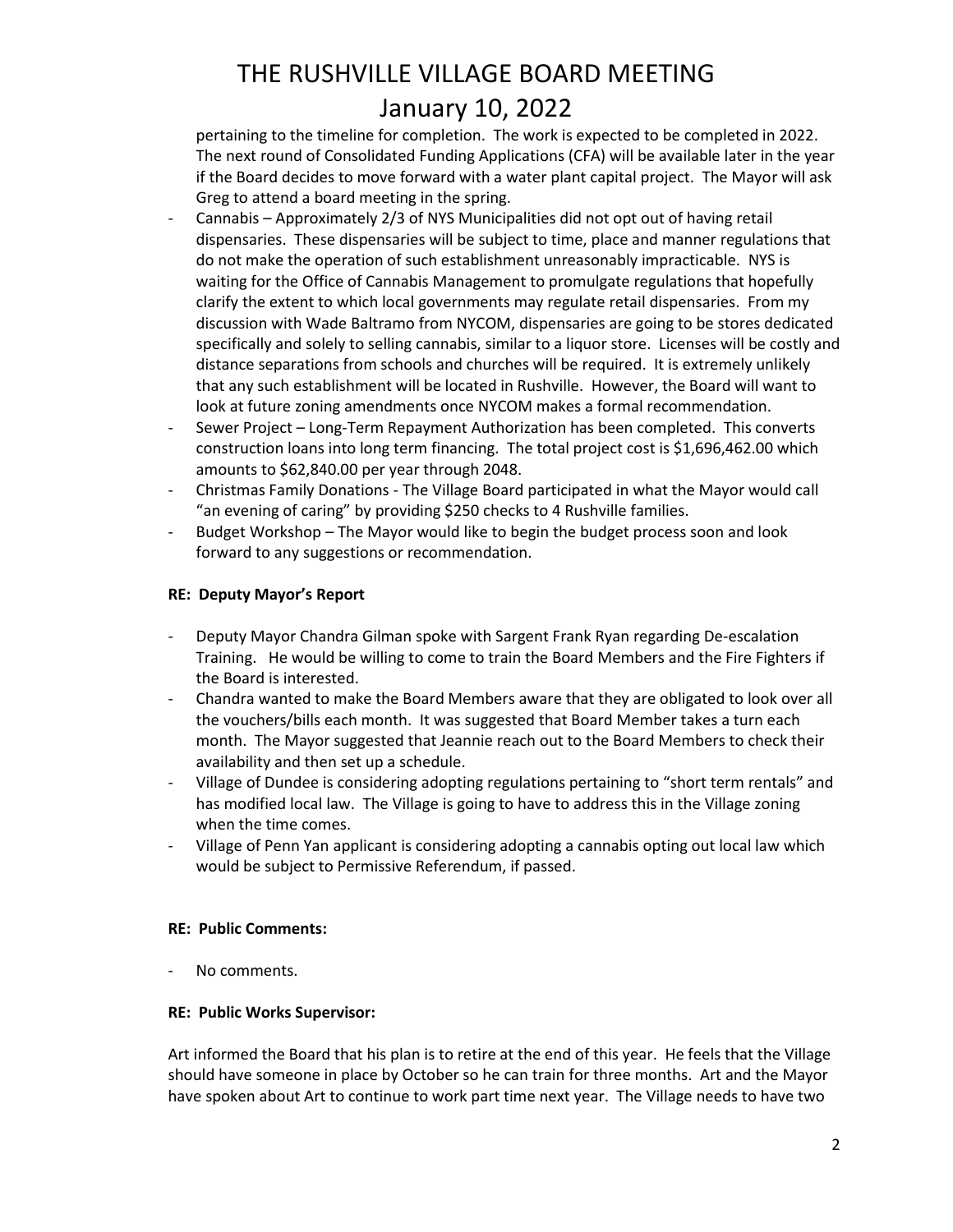pertaining to the timeline for completion. The work is expected to be completed in 2022. The next round of Consolidated Funding Applications (CFA) will be available later in the year if the Board decides to move forward with a water plant capital project. The Mayor will ask Greg to attend a board meeting in the spring.

- Cannabis – Approximately 2/3 of NYS Municipalities did not opt out of having retail dispensaries. These dispensaries will be subject to time, place and manner regulations that do not make the operation of such establishment unreasonably impracticable. NYS is waiting for the Office of Cannabis Management to promulgate regulations that hopefully clarify the extent to which local governments may regulate retail dispensaries. From my discussion with Wade Baltramo from NYCOM, dispensaries are going to be stores dedicated specifically and solely to selling cannabis, similar to a liquor store. Licenses will be costly and distance separations from schools and churches will be required. It is extremely unlikely that any such establishment will be located in Rushville. However, the Board will want to look at future zoning amendments once NYCOM makes a formal recommendation.
- Sewer Project – Long-Term Repayment Authorization has been completed. This converts construction loans into long term financing. The total project cost is $1,696,462.00 which amounts to $62,840.00 per year through 2048.
- Christmas Family Donations - The Village Board participated in what the Mayor would call "an evening of caring" by providing $250 checks to 4 Rushville families.
- Budget Workshop – The Mayor would like to begin the budget process soon and look forward to any suggestions or recommendation.

**RE: Deputy Mayor's Report**

- Deputy Mayor Chandra Gilman spoke with Sargent Frank Ryan regarding De-escalation Training. He would be willing to come to train the Board Members and the Fire Fighters if the Board is interested.
- Chandra wanted to make the Board Members aware that they are obligated to look over all the vouchers/bills each month. It was suggested that Board Member takes a turn each month. The Mayor suggested that Jeannie reach out to the Board Members to check their availability and then set up a schedule.
- Village of Dundee is considering adopting regulations pertaining to "short term rentals" and has modified local law. The Village is going to have to address this in the Village zoning when the time comes.
- Village of Penn Yan applicant is considering adopting a cannabis opting out local law which would be subject to Permissive Referendum, if passed.

**RE: Public Comments:**

- No comments.

**RE: Public Works Supervisor:**

Art informed the Board that his plan is to retire at the end of this year. He feels that the Village should have someone in place by October so he can train for three months. Art and the Mayor have spoken about Art to continue to work part time next year. The Village needs to have two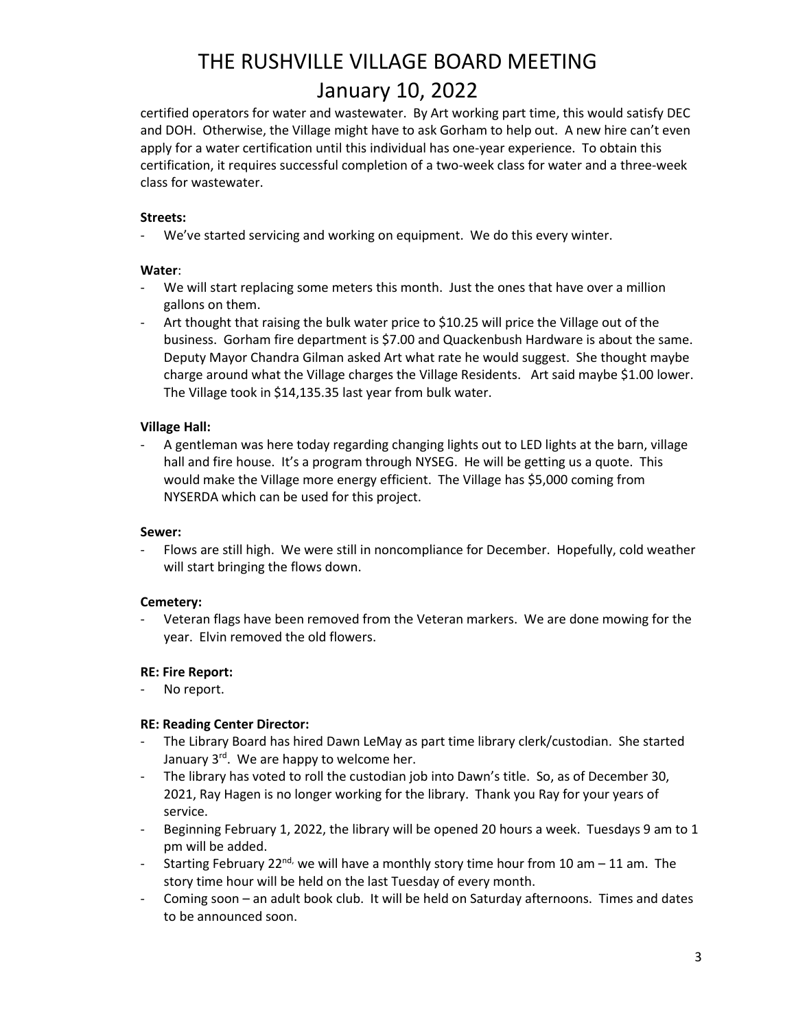certified operators for water and wastewater. By Art working part time, this would satisfy DEC and DOH. Otherwise, the Village might have to ask Gorham to help out. A new hire can't even apply for a water certification until this individual has one-year experience. To obtain this certification, it requires successful completion of a two-week class for water and a three-week class for wastewater.

**Streets:**

- We've started servicing and working on equipment. We do this every winter.

**Water**:

- We will start replacing some meters this month. Just the ones that have over a million gallons on them.
- Art thought that raising the bulk water price to $10.25 will price the Village out of the business. Gorham fire department is $7.00 and Quackenbush Hardware is about the same. Deputy Mayor Chandra Gilman asked Art what rate he would suggest. She thought maybe charge around what the Village charges the Village Residents. Art said maybe $1.00 lower. The Village took in $14,135.35 last year from bulk water.

**Village Hall:**

- A gentleman was here today regarding changing lights out to LED lights at the barn, village hall and fire house. It's a program through NYSEG. He will be getting us a quote. This would make the Village more energy efficient. The Village has $5,000 coming from NYSERDA which can be used for this project.

**Sewer:**

- Flows are still high. We were still in noncompliance for December. Hopefully, cold weather will start bringing the flows down.

**Cemetery:**

- Veteran flags have been removed from the Veteran markers. We are done mowing for the year. Elvin removed the old flowers.

**RE: Fire Report:**

- No report.

**RE: Reading Center Director:**

- The Library Board has hired Dawn LeMay as part time library clerk/custodian. She started January 3rd. We are happy to welcome her.
- The library has voted to roll the custodian job into Dawn's title. So, as of December 30, 2021, Ray Hagen is no longer working for the library. Thank you Ray for your years of service.
- Beginning February 1, 2022, the library will be opened 20 hours a week. Tuesdays 9 am to 1 pm will be added.
- Starting February 22nd, we will have a monthly story time hour from 10 am – 11 am. The story time hour will be held on the last Tuesday of every month.
- Coming soon – an adult book club. It will be held on Saturday afternoons. Times and dates to be announced soon.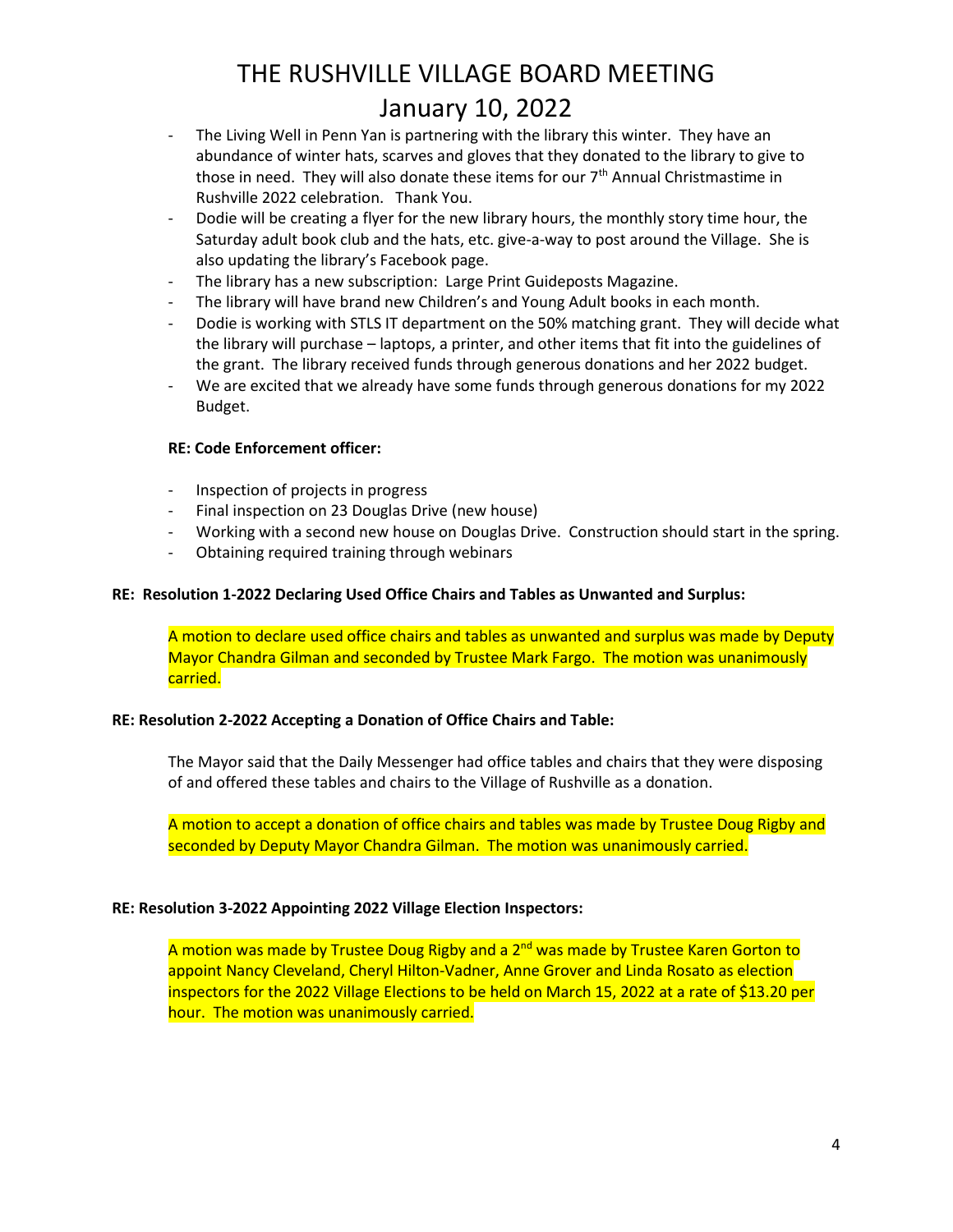# THE RUSHVILLE VILLAGE BOARD MEETING

## January 10, 2022

- The Living Well in Penn Yan is partnering with the library this winter. They have an abundance of winter hats, scarves and gloves that they donated to the library to give to those in need. They will also donate these items for our 7th Annual Christmastime in Rushville 2022 celebration. Thank You.
- Dodie will be creating a flyer for the new library hours, the monthly story time hour, the Saturday adult book club and the hats, etc. give-a-way to post around the Village. She is also updating the library's Facebook page.
- The library has a new subscription: Large Print Guideposts Magazine.
- The library will have brand new Children's and Young Adult books in each month.
- Dodie is working with STLS IT department on the 50% matching grant. They will decide what the library will purchase – laptops, a printer, and other items that fit into the guidelines of the grant. The library received funds through generous donations and her 2022 budget.
- We are excited that we already have some funds through generous donations for my 2022 Budget.

**RE: Code Enforcement officer:**

- Inspection of projects in progress
- Final inspection on 23 Douglas Drive (new house)
- Working with a second new house on Douglas Drive. Construction should start in the spring.
- Obtaining required training through webinars

**RE: Resolution 1-2022 Declaring Used Office Chairs and Tables as Unwanted and Surplus:**

A motion to declare used office chairs and tables as unwanted and surplus was made by Deputy Mayor Chandra Gilman and seconded by Trustee Mark Fargo. The motion was unanimously carried.

**RE: Resolution 2-2022 Accepting a Donation of Office Chairs and Table:**

The Mayor said that the Daily Messenger had office tables and chairs that they were disposing of and offered these tables and chairs to the Village of Rushville as a donation.

A motion to accept a donation of office chairs and tables was made by Trustee Doug Rigby and seconded by Deputy Mayor Chandra Gilman. The motion was unanimously carried.

**RE: Resolution 3-2022 Appointing 2022 Village Election Inspectors:**

A motion was made by Trustee Doug Rigby and a 2nd was made by Trustee Karen Gorton to appoint Nancy Cleveland, Cheryl Hilton-Vadner, Anne Grover and Linda Rosato as election inspectors for the 2022 Village Elections to be held on March 15, 2022 at a rate of $13.20 per hour. The motion was unanimously carried.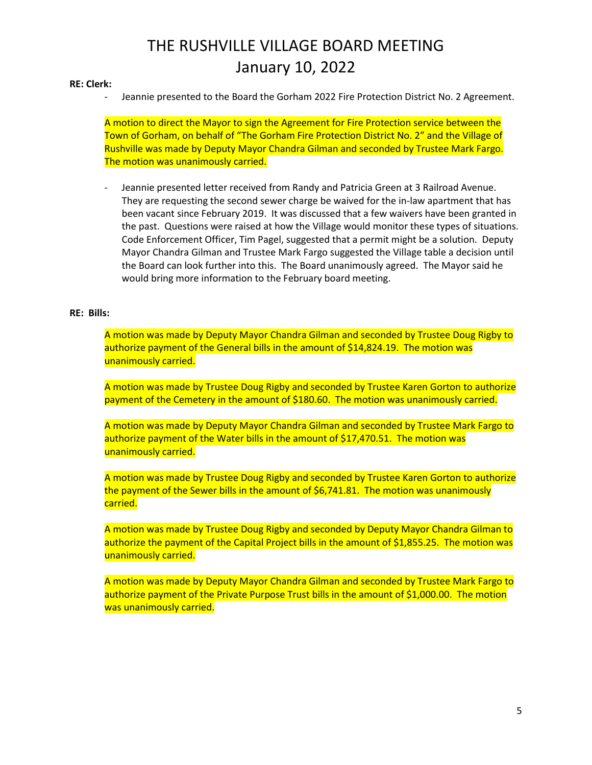# THE RUSHVILLE VILLAGE BOARD MEETING
## January 10, 2022

**RE: Clerk:**

- Jeannie presented to the Board the Gorham 2022 Fire Protection District No. 2 Agreement.

A motion to direct the Mayor to sign the Agreement for Fire Protection service between the Town of Gorham, on behalf of "The Gorham Fire Protection District No. 2" and the Village of Rushville was made by Deputy Mayor Chandra Gilman and seconded by Trustee Mark Fargo. The motion was unanimously carried.

- Jeannie presented letter received from Randy and Patricia Green at 3 Railroad Avenue. They are requesting the second sewer charge be waived for the in-law apartment that has been vacant since February 2019. It was discussed that a few waivers have been granted in the past. Questions were raised at how the Village would monitor these types of situations. Code Enforcement Officer, Tim Pagel, suggested that a permit might be a solution. Deputy Mayor Chandra Gilman and Trustee Mark Fargo suggested the Village table a decision until the Board can look further into this. The Board unanimously agreed. The Mayor said he would bring more information to the February board meeting.

**RE: Bills:**

A motion was made by Deputy Mayor Chandra Gilman and seconded by Trustee Doug Rigby to authorize payment of the General bills in the amount of $14,824.19. The motion was unanimously carried.

A motion was made by Trustee Doug Rigby and seconded by Trustee Karen Gorton to authorize payment of the Cemetery in the amount of $180.60. The motion was unanimously carried.

A motion was made by Deputy Mayor Chandra Gilman and seconded by Trustee Mark Fargo to authorize payment of the Water bills in the amount of $17,470.51. The motion was unanimously carried.

A motion was made by Trustee Doug Rigby and seconded by Trustee Karen Gorton to authorize the payment of the Sewer bills in the amount of $6,741.81. The motion was unanimously carried.

A motion was made by Trustee Doug Rigby and seconded by Deputy Mayor Chandra Gilman to authorize the payment of the Capital Project bills in the amount of $1,855.25. The motion was unanimously carried.

A motion was made by Deputy Mayor Chandra Gilman and seconded by Trustee Mark Fargo to authorize payment of the Private Purpose Trust bills in the amount of $1,000.00. The motion was unanimously carried.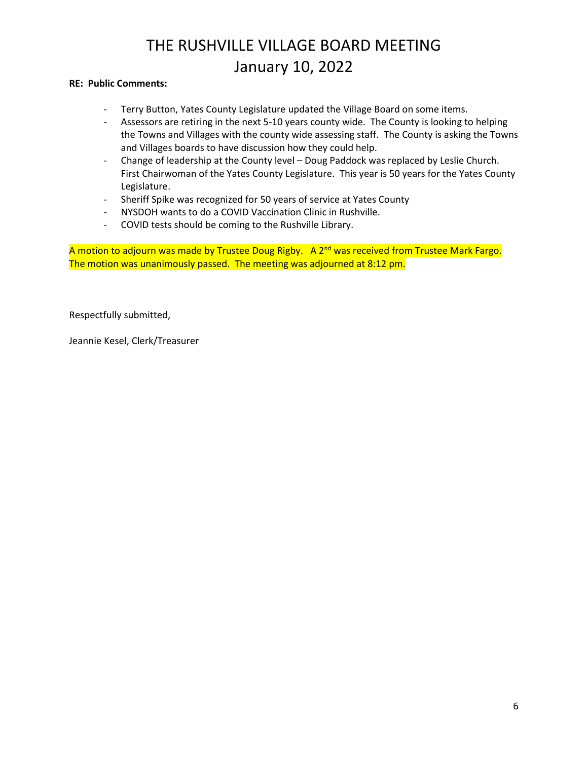# THE RUSHVILLE VILLAGE BOARD MEETING
# January 10, 2022

**RE: Public Comments:**

- Terry Button, Yates County Legislature updated the Village Board on some items.
- Assessors are retiring in the next 5-10 years county wide. The County is looking to helping the Towns and Villages with the county wide assessing staff. The County is asking the Towns and Villages boards to have discussion how they could help.
- Change of leadership at the County level – Doug Paddock was replaced by Leslie Church. First Chairwoman of the Yates County Legislature. This year is 50 years for the Yates County Legislature.
- Sheriff Spike was recognized for 50 years of service at Yates County
- NYSDOH wants to do a COVID Vaccination Clinic in Rushville.
- COVID tests should be coming to the Rushville Library.

A motion to adjourn was made by Trustee Doug Rigby. A 2nd was received from Trustee Mark Fargo. The motion was unanimously passed. The meeting was adjourned at 8:12 pm.

Respectfully submitted,

Jeannie Kesel, Clerk/Treasurer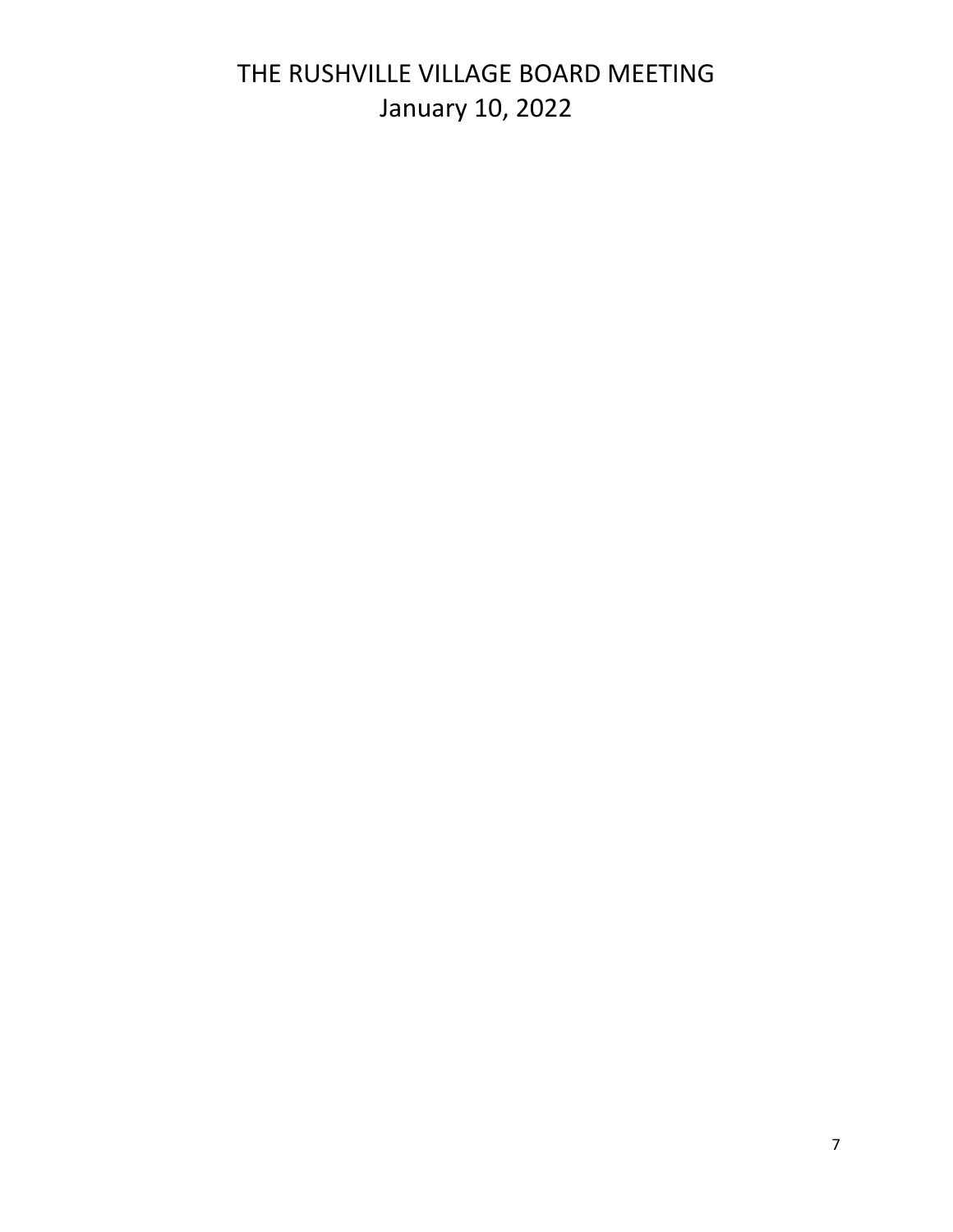THE RUSHVILLE VILLAGE BOARD MEETING
January 10, 2022